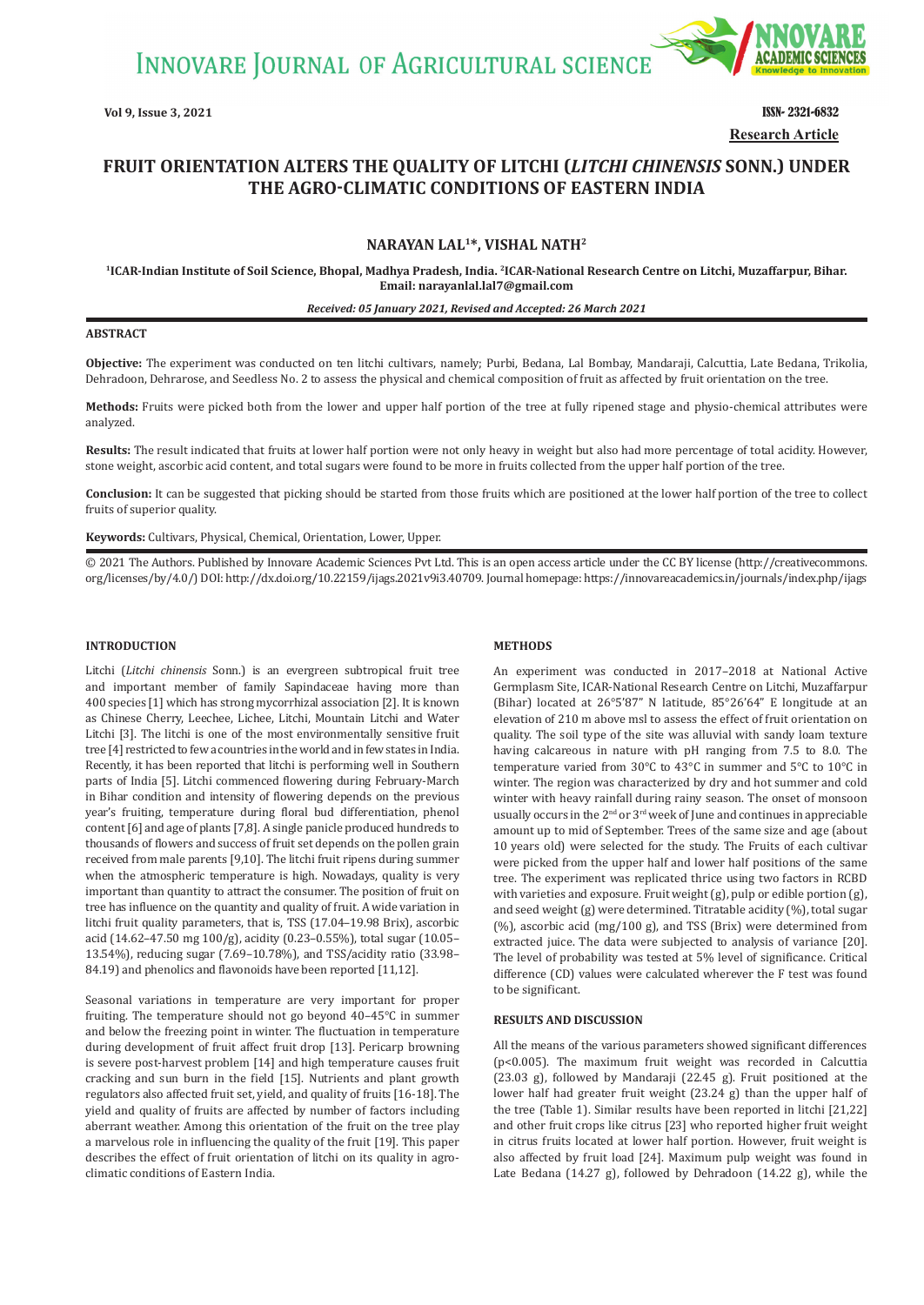# FRUIT ORIENTATION ALTERS THE QUALITY OF LITCHI (*LITCHI CHINENSIS* SONN.) UNDER THE AGRO-CLIMATIC CONDITIONS OF EASTERN INDIA

**Research Article**

## NARAYAN LAL[1]*, VISHAL NATH[2]

[1]ICAR-Indian Institute of Soil Science, Bhopal, Madhya Pradesh, India. [2]ICAR-National Research Centre on Litchi, Muzaffarpur, Bihar. Email: narayanlal.lal7@gmail.com

*Received: 05 January 2021, Revised and Accepted: 26 March 2021*

### ABSTRACT

**Objective:** The experiment was conducted on ten litchi cultivars, namely; Purbi, Bedana, Lal Bombay, Mandaraji, Calcuttia, Late Bedana, Trikolia, Dehradoon, Dehrarose, and Seedless No. 2 to assess the physical and chemical composition of fruit as affected by fruit orientation on the tree.

**Methods:** Fruits were picked both from the lower and upper half portion of the tree at fully ripened stage and physio-chemical attributes were analyzed.

**Results:** The result indicated that fruits at lower half portion were not only heavy in weight but also had more percentage of total acidity. However, stone weight, ascorbic acid content, and total sugars were found to be more in fruits collected from the upper half portion of the tree.

**Conclusion:** It can be suggested that picking should be started from those fruits which are positioned at the lower half portion of the tree to collect fruits of superior quality.

**Keywords:** Cultivars, Physical, Chemical, Orientation, Lower, Upper.

© 2021 The Authors. Published by Innovare Academic Sciences Pvt Ltd. This is an open access article under the CC BY license (http://creativecommons.org/licenses/by/4.0/) DOI: http://dx.doi.org/10.22159/ijags.2021v9i3.40709. Journal homepage: https://innovareacademics.in/journals/index.php/ijags

### INTRODUCTION

Litchi (*Litchi chinensis* Sonn.) is an evergreen subtropical fruit tree and important member of family Sapindaceae having more than 400 species [1] which has strong mycorrhizal association [2]. It is known as Chinese Cherry, Leechee, Lichee, Litchi, Mountain Litchi and Water Litchi [3]. The litchi is one of the most environmentally sensitive fruit tree [4] restricted to few a countries in the world and in few states in India. Recently, it has been reported that litchi is performing well in Southern parts of India [5]. Litchi commenced flowering during February-March in Bihar condition and intensity of flowering depends on the previous year's fruiting, temperature during floral bud differentiation, phenol content [6] and age of plants [7,8]. A single panicle produced hundreds to thousands of flowers and success of fruit set depends on the pollen grain received from male parents [9,10]. The litchi fruit ripens during summer when the atmospheric temperature is high. Nowadays, quality is very important than quantity to attract the consumer. The position of fruit on tree has influence on the quantity and quality of fruit. A wide variation in litchi fruit quality parameters, that is, TSS (17.04–19.98 Brix), ascorbic acid (14.62–47.50 mg 100/g), acidity (0.23–0.55%), total sugar (10.05–13.54%), reducing sugar (7.69–10.78%), and TSS/acidity ratio (33.98–84.19) and phenolics and flavonoids have been reported [11,12].

Seasonal variations in temperature are very important for proper fruiting. The temperature should not go beyond 40–45°C in summer and below the freezing point in winter. The fluctuation in temperature during development of fruit affect fruit drop [13]. Pericarp browning is severe post-harvest problem [14] and high temperature causes fruit cracking and sun burn in the field [15]. Nutrients and plant growth regulators also affected fruit set, yield, and quality of fruits [16-18]. The yield and quality of fruits are affected by number of factors including aberrant weather. Among this orientation of the fruit on the tree play a marvelous role in influencing the quality of the fruit [19]. This paper describes the effect of fruit orientation of litchi on its quality in agro-climatic conditions of Eastern India.

### METHODS

An experiment was conducted in 2017–2018 at National Active Germplasm Site, ICAR-National Research Centre on Litchi, Muzaffarpur (Bihar) located at 26°5'87" N latitude, 85°26'64" E longitude at an elevation of 210 m above msl to assess the effect of fruit orientation on quality. The soil type of the site was alluvial with sandy loam texture having calcareous in nature with pH ranging from 7.5 to 8.0. The temperature varied from 30°C to 43°C in summer and 5°C to 10°C in winter. The region was characterized by dry and hot summer and cold winter with heavy rainfall during rainy season. The onset of monsoon usually occurs in the 2nd or 3rd week of June and continues in appreciable amount up to mid of September. Trees of the same size and age (about 10 years old) were selected for the study. The Fruits of each cultivar were picked from the upper half and lower half positions of the same tree. The experiment was replicated thrice using two factors in RCBD with varieties and exposure. Fruit weight (g), pulp or edible portion (g), and seed weight (g) were determined. Titratable acidity (%), total sugar (%), ascorbic acid (mg/100 g), and TSS (Brix) were determined from extracted juice. The data were subjected to analysis of variance [20]. The level of probability was tested at 5% level of significance. Critical difference (CD) values were calculated wherever the F test was found to be significant.

### RESULTS AND DISCUSSION

All the means of the various parameters showed significant differences ($p<0.005$). The maximum fruit weight was recorded in Calcuttia (23.03 g), followed by Mandaraji (22.45 g). Fruit positioned at the lower half had greater fruit weight (23.24 g) than the upper half of the tree (Table 1). Similar results have been reported in litchi [21,22] and other fruit crops like citrus [23] who reported higher fruit weight in citrus fruits located at lower half portion. However, fruit weight is also affected by fruit load [24]. Maximum pulp weight was found in Late Bedana (14.27 g), followed by Dehradoon (14.22 g), while the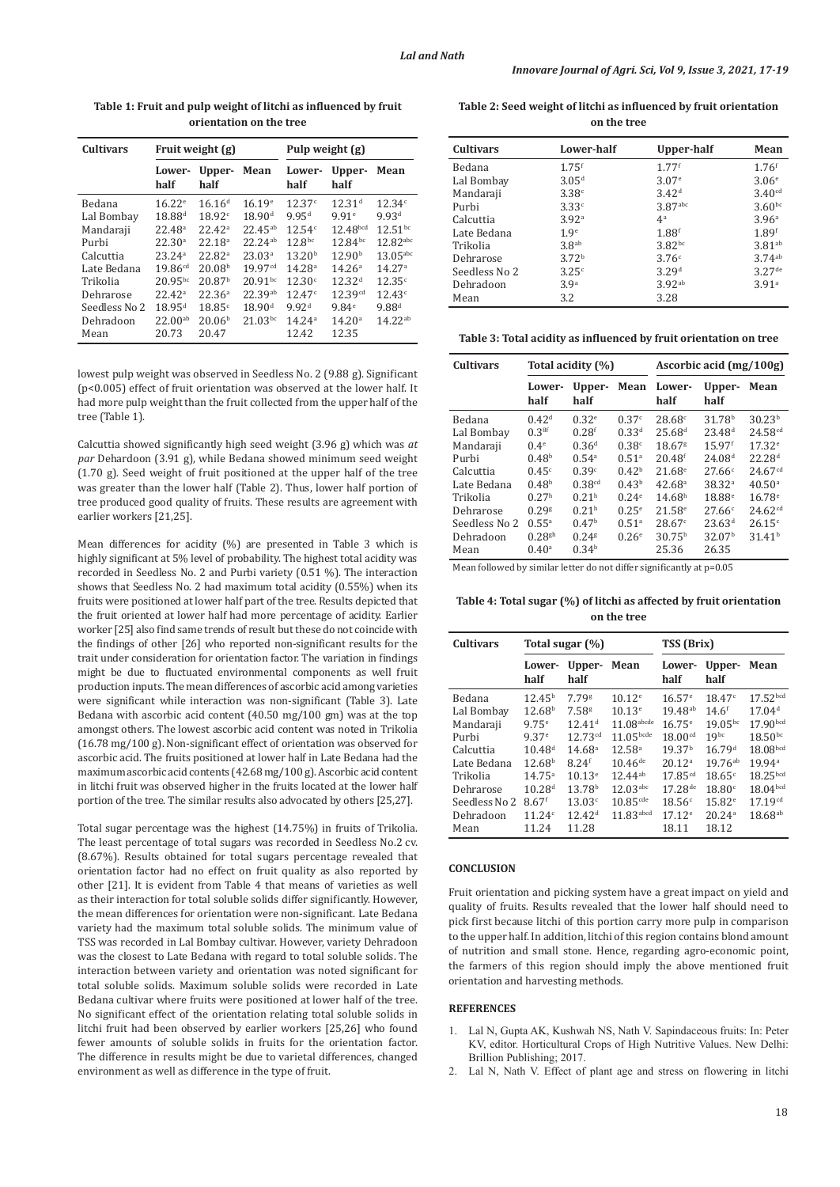**Table 1: Fruit and pulp weight of litchi as influenced by fruit orientation on the tree**

| Cultivars | Fruit weight (g) | | | Pulp weight (g) | | |
|---|---|---|---|---|---|---|
| | Lower-half | Upper-half | Mean | Lower-half | Upper-half | Mean |
| Bedana | 16.22[e] | 16.16[d] | 16.19[e] | 12.37[c] | 12.31[d] | 12.34[c] |
| Lal Bombay | 18.88[d] | 18.92[c] | 18.90[d] | 9.95[d] | 9.91[e] | 9.93[d] |
| Mandaraji | 22.48[a] | 22.42[a] | 22.45[ab] | 12.54[c] | 12.48[bcd] | 12.51[bc] |
| Purbi | 22.30[a] | 22.18[a] | 22.24[ab] | 12.8[bc] | 12.84[bc] | 12.82[abc] |
| Calcuttia | 23.24[a] | 22.82[a] | 23.03[a] | 13.20[b] | 12.90[b] | 13.05[abc] |
| Late Bedana | 19.86[cd] | 20.08[b] | 19.97[cd] | 14.28[a] | 14.26[a] | 14.27[a] |
| Trikolia | 20.95[bc] | 20.87[b] | 20.91[bc] | 12.30[c] | 12.32[d] | 12.35[c] |
| Dehrarose | 22.42[a] | 22.36[a] | 22.39[ab] | 12.47[c] | 12.39[cd] | 12.43[c] |
| Seedless No 2 | 18.95[d] | 18.85[c] | 18.90[d] | 9.92[d] | 9.84[e] | 9.88[d] |
| Dehradoon | 22.00[ab] | 20.06[b] | 21.03[bc] | 14.24[a] | 14.20[a] | 14.22[ab] |
| Mean | 20.73 | 20.47 | | 12.42 | 12.35 | |

lowest pulp weight was observed in Seedless No. 2 (9.88 g). Significant ($p<0.005$) effect of fruit orientation was observed at the lower half. It had more pulp weight than the fruit collected from the upper half of the tree (Table 1).

Calcuttia showed significantly high seed weight (3.96 g) which was *at par* Dehardoon (3.91 g), while Bedana showed minimum seed weight (1.70 g). Seed weight of fruit positioned at the upper half of the tree was greater than the lower half (Table 2). Thus, lower half portion of tree produced good quality of fruits. These results are agreement with earlier workers [21,25].

Mean differences for acidity (%) are presented in Table 3 which is highly significant at 5% level of probability. The highest total acidity was recorded in Seedless No. 2 and Purbi variety (0.51 %). The interaction shows that Seedless No. 2 had maximum total acidity (0.55%) when its fruits were positioned at lower half part of the tree. Results depicted that the fruit oriented at lower half had more percentage of acidity. Earlier worker [25] also find same trends of result but these do not coincide with the findings of other [26] who reported non-significant results for the trait under consideration for orientation factor. The variation in findings might be due to fluctuated environmental components as well fruit production inputs. The mean differences of ascorbic acid among varieties were significant while interaction was non-significant (Table 3). Late Bedana with ascorbic acid content (40.50 mg/100 gm) was at the top amongst others. The lowest ascorbic acid content was noted in Trikolia (16.78 mg/100 g). Non-significant effect of orientation was observed for ascorbic acid. The fruits positioned at lower half in Late Bedana had the maximum ascorbic acid contents (42.68 mg/100 g). Ascorbic acid content in litchi fruit was observed higher in the fruits located at the lower half portion of the tree. The similar results also advocated by others [25,27].

Total sugar percentage was the highest (14.75%) in fruits of Trikolia. The least percentage of total sugars was recorded in Seedless No.2 cv. (8.67%). Results obtained for total sugars percentage revealed that orientation factor had no effect on fruit quality as also reported by other [21]. It is evident from Table 4 that means of varieties as well as their interaction for total soluble solids differ significantly. However, the mean differences for orientation were non-significant. Late Bedana variety had the maximum total soluble solids. The minimum value of TSS was recorded in Lal Bombay cultivar. However, variety Dehradoon was the closest to Late Bedana with regard to total soluble solids. The interaction between variety and orientation was noted significant for total soluble solids. Maximum soluble solids were recorded in Late Bedana cultivar where fruits were positioned at lower half of the tree. No significant effect of the orientation relating total soluble solids in litchi fruit had been observed by earlier workers [25,26] who found fewer amounts of soluble solids in fruits for the orientation factor. The difference in results might be due to varietal differences, changed environment as well as difference in the type of fruit.

**Table 2: Seed weight of litchi as influenced by fruit orientation on the tree**

| Cultivars | Lower-half | Upper-half | Mean |
|---|---|---|---|
| Bedana | 1.75[f] | 1.77[f] | 1.76[f] |
| Lal Bombay | 3.05[d] | 3.07[e] | 3.06[e] |
| Mandaraji | 3.38[c] | 3.42[d] | 3.40[cd] |
| Purbi | 3.33[c] | 3.87[abc] | 3.60[bc] |
| Calcuttia | 3.92[a] | 4[a] | 3.96[a] |
| Late Bedana | 1.9[e] | 1.88[f] | 1.89[f] |
| Trikolia | 3.8[ab] | 3.82[bc] | 3.81[ab] |
| Dehrarose | 3.72[b] | 3.76[c] | 3.74[ab] |
| Seedless No 2 | 3.25[c] | 3.29[d] | 3.27[de] |
| Dehradoon | 3.9[a] | 3.92[ab] | 3.91[a] |
| Mean | 3.2 | 3.28 | |

**Table 3: Total acidity as influenced by fruit orientation on tree**

| Cultivars | Total acidity (%) | | | Ascorbic acid (mg/100g) | | |
|---|---|---|---|---|---|---|
| | Lower-half | Upper-half | Mean | Lower-half | Upper-half | Mean |
| Bedana | 0.42[d] | 0.32[e] | 0.37[c] | 28.68[c] | 31.78[b] | 30.23[b] |
| Lal Bombay | 0.38[f] | 0.28[f] | 0.33[d] | 25.68[d] | 23.48[d] | 24.58[cd] |
| Mandaraji | 0.4[e] | 0.36[d] | 0.38[c] | 18.67[g] | 15.97[f] | 17.32[e] |
| Purbi | 0.48[b] | 0.54[a] | 0.51[a] | 20.48[f] | 24.08[d] | 22.28[d] |
| Calcuttia | 0.45[c] | 0.39[c] | 0.42[b] | 21.68[e] | 27.66[c] | 24.67[cd] |
| Late Bedana | 0.48[b] | 0.38[cd] | 0.43[b] | 42.68[a] | 38.32[a] | 40.50[a] |
| Trikolia | 0.27[h] | 0.21[h] | 0.24[e] | 14.68[h] | 18.88[e] | 16.78[e] |
| Dehrarose | 0.29[g] | 0.21[h] | 0.25[e] | 21.58[e] | 27.66[c] | 24.62[cd] |
| Seedless No 2 | 0.55[a] | 0.47[b] | 0.51[a] | 28.67[c] | 23.63[d] | 26.15[c] |
| Dehradoon | 0.28[gh] | 0.24[g] | 0.26[e] | 30.75[b] | 32.07[b] | 31.41[b] |
| Mean | 0.40[a] | 0.34[b] | | 25.36 | 26.35 | |

Mean followed by similar letter do not differ significantly at p=0.05

**Table 4: Total sugar (%) of litchi as affected by fruit orientation on the tree**

| Cultivars | Total sugar (%) | | | TSS (Brix) | | |
|---|---|---|---|---|---|---|
| | Lower-half | Upper-half | Mean | Lower-half | Upper-half | Mean |
| Bedana | 12.45[b] | 7.79[g] | 10.12[e] | 16.57[e] | 18.47[c] | 17.52[bcd] |
| Lal Bombay | 12.68[b] | 7.58[g] | 10.13[e] | 19.48[ab] | 14.6[f] | 17.04[d] |
| Mandaraji | 9.75[e] | 12.41[d] | 11.08[abcde] | 16.75[e] | 19.05[bc] | 17.90[bcd] |
| Purbi | 9.37[e] | 12.73[cd] | 11.05[bcde] | 18.00[cd] | 19[bc] | 18.50[bc] |
| Calcuttia | 10.48[d] | 14.68[a] | 12.58[a] | 19.37[b] | 16.79[d] | 18.08[bcd] |
| Late Bedana | 12.68[b] | 8.24[f] | 10.46[de] | 20.12[a] | 19.76[ab] | 19.94[a] |
| Trikolia | 14.75[a] | 10.13[e] | 12.44[ab] | 17.85[cd] | 18.65[c] | 18.25[bcd] |
| Dehrarose | 10.28[d] | 13.78[b] | 12.03[abc] | 17.28[de] | 18.80[c] | 18.04[bcd] |
| Seedless No 2 | 8.67[f] | 13.03[c] | 10.85[cde] | 18.56[c] | 15.82[e] | 17.19[cd] |
| Dehradoon | 11.24[c] | 12.42[d] | 11.83[abcd] | 17.12[e] | 20.24[a] | 18.68[ab] |
| Mean | 11.24 | 11.28 | | 18.11 | 18.12 | |

## CONCLUSION

Fruit orientation and picking system have a great impact on yield and quality of fruits. Results revealed that the lower half should need to pick first because litchi of this portion carry more pulp in comparison to the upper half. In addition, litchi of this region contains blond amount of nutrition and small stone. Hence, regarding agro-economic point, the farmers of this region should imply the above mentioned fruit orientation and harvesting methods.

## REFERENCES

1. Lal N, Gupta AK, Kushwah NS, Nath V. Sapindaceous fruits: In: Peter KV, editor. Horticultural Crops of High Nutritive Values. New Delhi: Brillion Publishing; 2017.
2. Lal N, Nath V. Effect of plant age and stress on flowering in litchi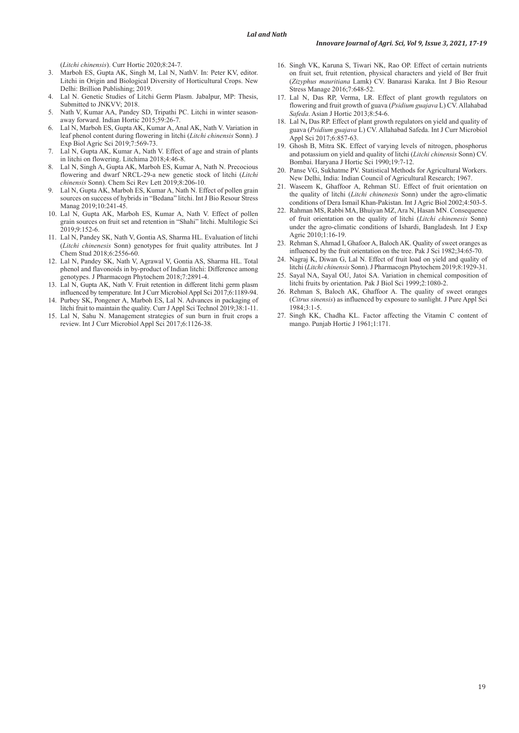(*Litchi chinensis*). Curr Hortic 2020;8:24-7.

3. Marboh ES, Gupta AK, Singh M, Lal N, NathV. In: Peter KV, editor. Litchi in Origin and Biological Diversity of Horticultural Crops. New Delhi: Brillion Publishing; 2019.
4. Lal N. Genetic Studies of Litchi Germ Plasm. Jabalpur, MP: Thesis, Submitted to JNKVV; 2018.
5. Nath V, Kumar AA, Pandey SD, Tripathi PC. Litchi in winter season-away forward. Indian Hortic 2015;59:26-7.
6. Lal N, Marboh ES, Gupta AK, Kumar A, Anal AK, Nath V. Variation in leaf phenol content during flowering in litchi (*Litchi chinensis* Sonn). J Exp Biol Agric Sci 2019;7:569-73.
7. Lal N, Gupta AK, Kumar A, Nath V. Effect of age and strain of plants in litchi on flowering. Litchima 2018;4:46-8.
8. Lal N, Singh A, Gupta AK, Marboh ES, Kumar A, Nath N. Precocious flowering and dwarf NRCL-29-a new genetic stock of litchi (*Litchi chinensis* Sonn). Chem Sci Rev Lett 2019;8:206-10.
9. Lal N, Gupta AK, Marboh ES, Kumar A, Nath N. Effect of pollen grain sources on success of hybrids in "Bedana" litchi. Int J Bio Resour Stress Manag 2019;10:241-45.
10. Lal N, Gupta AK, Marboh ES, Kumar A, Nath V. Effect of pollen grain sources on fruit set and retention in "Shahi" litchi. Multilogic Sci 2019;9:152-6.
11. Lal N, Pandey SK, Nath V, Gontia AS, Sharma HL. Evaluation of litchi (*Litchi chinenesis* Sonn) genotypes for fruit quality attributes. Int J Chem Stud 2018;6:2556-60.
12. Lal N, Pandey SK, Nath V, Agrawal V, Gontia AS, Sharma HL. Total phenol and flavonoids in by-product of Indian litchi: Difference among genotypes. J Pharmacogn Phytochem 2018;7:2891-4.
13. Lal N, Gupta AK, Nath V. Fruit retention in different litchi germ plasm influenced by temperature. Int J Curr Microbiol Appl Sci 2017;6:1189-94.
14. Purbey SK, Pongener A, Marboh ES, Lal N. Advances in packaging of litchi fruit to maintain the quality. Curr J Appl Sci Technol 2019;38:1-11.
15. Lal N, Sahu N. Management strategies of sun burn in fruit crops a review. Int J Curr Microbiol Appl Sci 2017;6:1126-38.
16. Singh VK, Karuna S, Tiwari NK, Rao OP. Effect of certain nutrients on fruit set, fruit retention, physical characters and yield of Ber fruit (*Zizyphus mauritiana* Lamk) CV. Banarasi Karaka. Int J Bio Resour Stress Manage 2016;7:648-52.
17. Lal N, Das RP, Verma, LR. Effect of plant growth regulators on flowering and fruit growth of guava (*Psidium guajava* L) CV. Allahabad *Safeda*. Asian J Hortic 2013;8:54-6.
18. Lal N**,** Das RP. Effect of plant growth regulators on yield and quality of guava (*Psidium guajava* L) CV. Allahabad Safeda. Int J Curr Microbiol Appl Sci 2017;6:857-63.
19. Ghosh B, Mitra SK. Effect of varying levels of nitrogen, phosphorus and potassium on yield and quality of litchi (*Litchi chinensis* Sonn) CV. Bombai. Haryana J Hortic Sci 1990;19:7-12.
20. Panse VG, Sukhatme PV. Statistical Methods for Agricultural Workers. New Delhi, India: Indian Council of Agricultural Research; 1967.
21. Waseem K, Ghaffoor A, Rehman SU. Effect of fruit orientation on the quality of litchi (*Litchi chinenesis* Sonn) under the agro-climatic conditions of Dera Ismail Khan-Pakistan. Int J Agric Biol 2002;4:503-5.
22. Rahman MS, Rabbi MA, Bhuiyan MZ, Ara N, Hasan MN. Consequence of fruit orientation on the quality of litchi (*Litchi chinenesis* Sonn) under the agro-climatic conditions of Ishardi, Bangladesh. Int J Exp Agric 2010;1:16-19.
23. Rehman S, Ahmad I, Ghafoor A, Baloch AK. Quality of sweet oranges as influenced by the fruit orientation on the tree. Pak J Sci 1982;34:65-70.
24. Nagraj K, Diwan G, Lal N. Effect of fruit load on yield and quality of litchi (*Litchi chinensis* Sonn). J Pharmacogn Phytochem 2019;8:1929-31.
25. Sayal NA, Sayal OU, Jatoi SA. Variation in chemical composition of litchi fruits by orientation. Pak J Biol Sci 1999;2:1080-2.
26. Rehman S, Baloch AK, Ghaffoor A. The quality of sweet oranges (*Citrus sinensis*) as influenced by exposure to sunlight. J Pure Appl Sci 1984;3:1-5.
27. Singh KK, Chadha KL. Factor affecting the Vitamin C content of mango. Punjab Hortic J 1961;1:171.